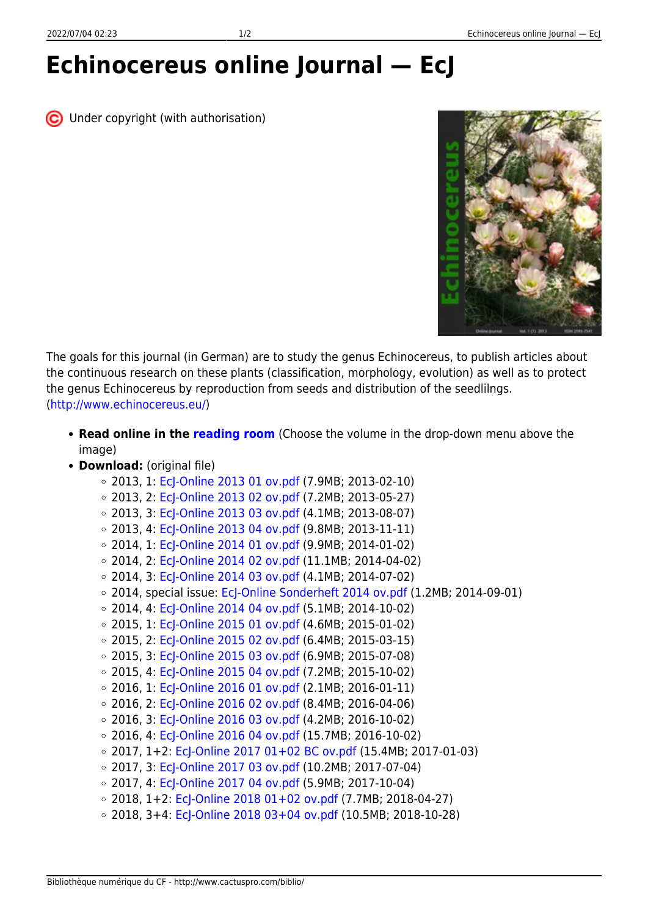# Echinocereus online Journal — EcJ

Under copyright (with authorisation)

The goals for this journal (in German) are to study the genus Echinocereus, to publish articles about the continuous research on these plants (classification, morphology, evolution) as well as to protect the genus Echinocereus by reproduction from seeds and distribution of the seedlilngs. (http://www.echinocereus.eu/)

- **Read online in the reading room** (Choose the volume in the drop-down menu above the image)
- **Download:** (original file)
  - 2013, 1: EcJ-Online 2013 01 ov.pdf (7.9MB; 2013-02-10)
  - 2013, 2: EcJ-Online 2013 02 ov.pdf (7.2MB; 2013-05-27)
  - 2013, 3: EcJ-Online 2013 03 ov.pdf (4.1MB; 2013-08-07)
  - 2013, 4: EcJ-Online 2013 04 ov.pdf (9.8MB; 2013-11-11)
  - 2014, 1: EcJ-Online 2014 01 ov.pdf (9.9MB; 2014-01-02)
  - 2014, 2: EcJ-Online 2014 02 ov.pdf (11.1MB; 2014-04-02)
  - 2014, 3: EcJ-Online 2014 03 ov.pdf (4.1MB; 2014-07-02)
  - 2014, special issue: EcJ-Online Sonderheft 2014 ov.pdf (1.2MB; 2014-09-01)
  - 2014, 4: EcJ-Online 2014 04 ov.pdf (5.1MB; 2014-10-02)
  - 2015, 1: EcJ-Online 2015 01 ov.pdf (4.6MB; 2015-01-02)
  - 2015, 2: EcJ-Online 2015 02 ov.pdf (6.4MB; 2015-03-15)
  - 2015, 3: EcJ-Online 2015 03 ov.pdf (6.9MB; 2015-07-08)
  - 2015, 4: EcJ-Online 2015 04 ov.pdf (7.2MB; 2015-10-02)
  - 2016, 1: EcJ-Online 2016 01 ov.pdf (2.1MB; 2016-01-11)
  - 2016, 2: EcJ-Online 2016 02 ov.pdf (8.4MB; 2016-04-06)
  - 2016, 3: EcJ-Online 2016 03 ov.pdf (4.2MB; 2016-10-02)
  - 2016, 4: EcJ-Online 2016 04 ov.pdf (15.7MB; 2016-10-02)
  - 2017, 1+2: EcJ-Online 2017 01+02 BC ov.pdf (15.4MB; 2017-01-03)
  - 2017, 3: EcJ-Online 2017 03 ov.pdf (10.2MB; 2017-07-04)
  - 2017, 4: EcJ-Online 2017 04 ov.pdf (5.9MB; 2017-10-04)
  - 2018, 1+2: EcJ-Online 2018 01+02 ov.pdf (7.7MB; 2018-04-27)
  - 2018, 3+4: EcJ-Online 2018 03+04 ov.pdf (10.5MB; 2018-10-28)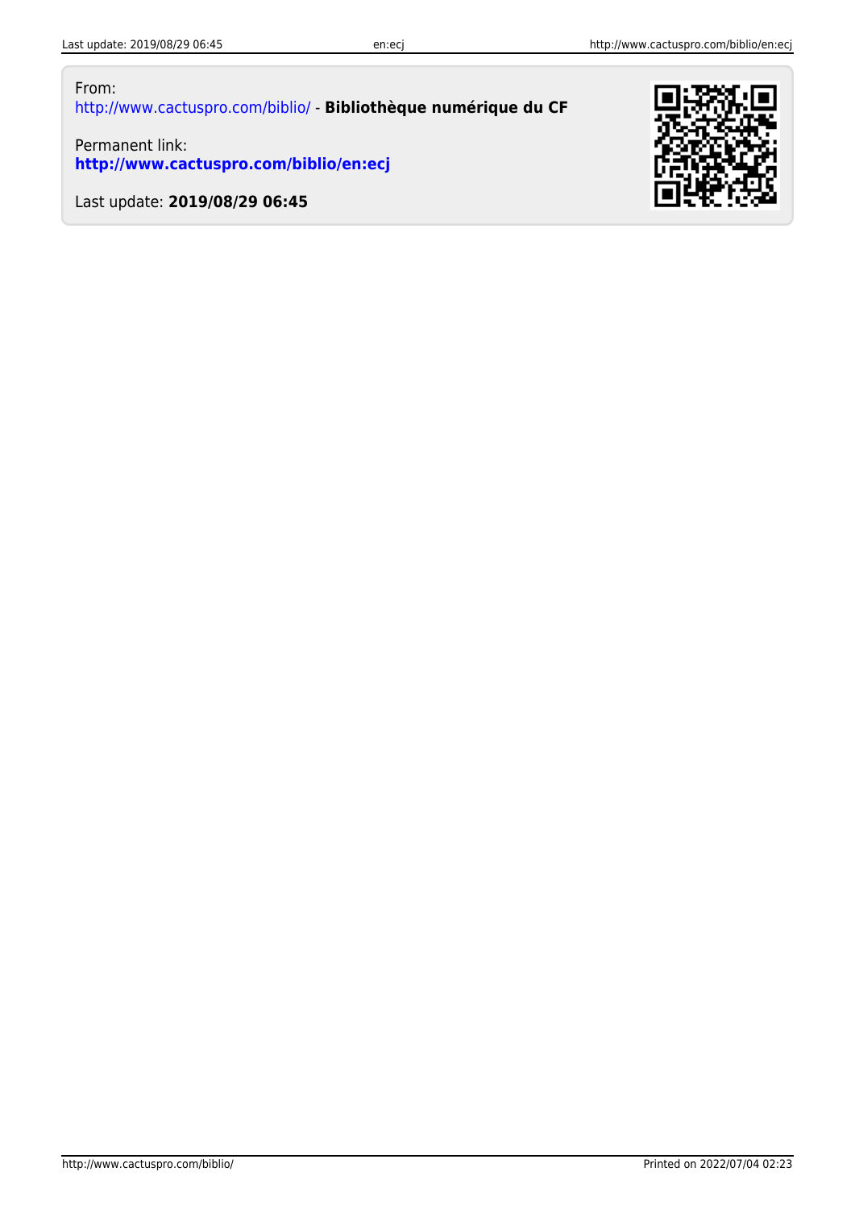From:
http://www.cactuspro.com/biblio/ - **Bibliothèque numérique du CF**

Permanent link:
**http://www.cactuspro.com/biblio/en:ecj**

Last update: **2019/08/29 06:45**